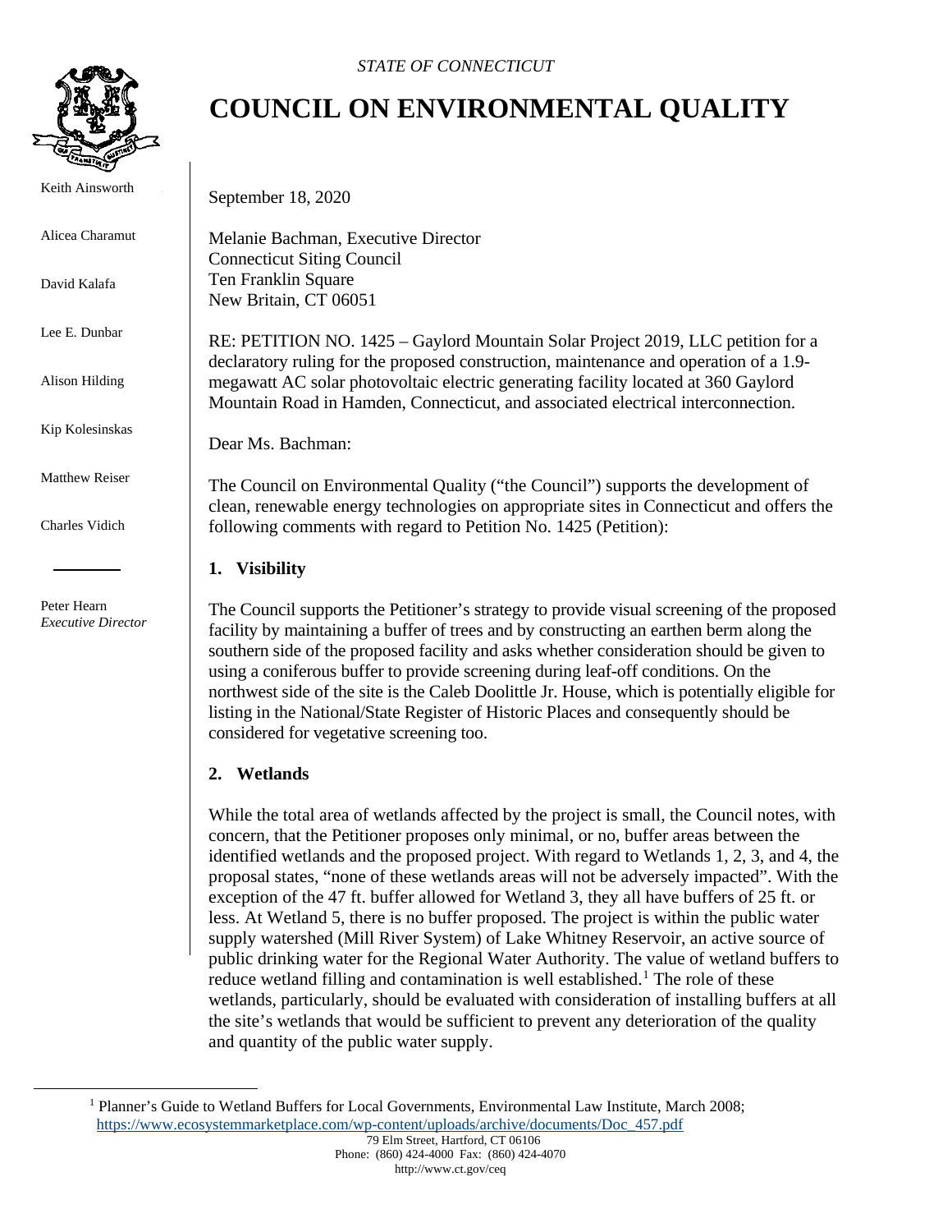*STATE OF CONNECTICUT*

# COUNCIL ON ENVIRONMENTAL QUALITY

Keith Ainsworth

Alicea Charamut

David Kalafa

Lee E. Dunbar

Alison Hilding

Kip Kolesinskas

Matthew Reiser

Charles Vidich

Peter Hearn
*Executive Director*

September 18, 2020

Melanie Bachman, Executive Director
Connecticut Siting Council
Ten Franklin Square
New Britain, CT 06051

RE: PETITION NO. 1425 – Gaylord Mountain Solar Project 2019, LLC petition for a declaratory ruling for the proposed construction, maintenance and operation of a 1.9-megawatt AC solar photovoltaic electric generating facility located at 360 Gaylord Mountain Road in Hamden, Connecticut, and associated electrical interconnection.

Dear Ms. Bachman:

The Council on Environmental Quality ("the Council") supports the development of clean, renewable energy technologies on appropriate sites in Connecticut and offers the following comments with regard to Petition No. 1425 (Petition):

**1. Visibility**

The Council supports the Petitioner's strategy to provide visual screening of the proposed facility by maintaining a buffer of trees and by constructing an earthen berm along the southern side of the proposed facility and asks whether consideration should be given to using a coniferous buffer to provide screening during leaf-off conditions. On the northwest side of the site is the Caleb Doolittle Jr. House, which is potentially eligible for listing in the National/State Register of Historic Places and consequently should be considered for vegetative screening too.

**2. Wetlands**

While the total area of wetlands affected by the project is small, the Council notes, with concern, that the Petitioner proposes only minimal, or no, buffer areas between the identified wetlands and the proposed project. With regard to Wetlands 1, 2, 3, and 4, the proposal states, "none of these wetlands areas will not be adversely impacted". With the exception of the 47 ft. buffer allowed for Wetland 3, they all have buffers of 25 ft. or less. At Wetland 5, there is no buffer proposed. The project is within the public water supply watershed (Mill River System) of Lake Whitney Reservoir, an active source of public drinking water for the Regional Water Authority. The value of wetland buffers to reduce wetland filling and contamination is well established.[1] The role of these wetlands, particularly, should be evaluated with consideration of installing buffers at all the site's wetlands that would be sufficient to prevent any deterioration of the quality and quantity of the public water supply.

[1] Planner's Guide to Wetland Buffers for Local Governments, Environmental Law Institute, March 2008; https://www.ecosystemmarketplace.com/wp-content/uploads/archive/documents/Doc_457.pdf

79 Elm Street, Hartford, CT 06106
Phone: (860) 424-4000 Fax: (860) 424-4070
http://www.ct.gov/ceq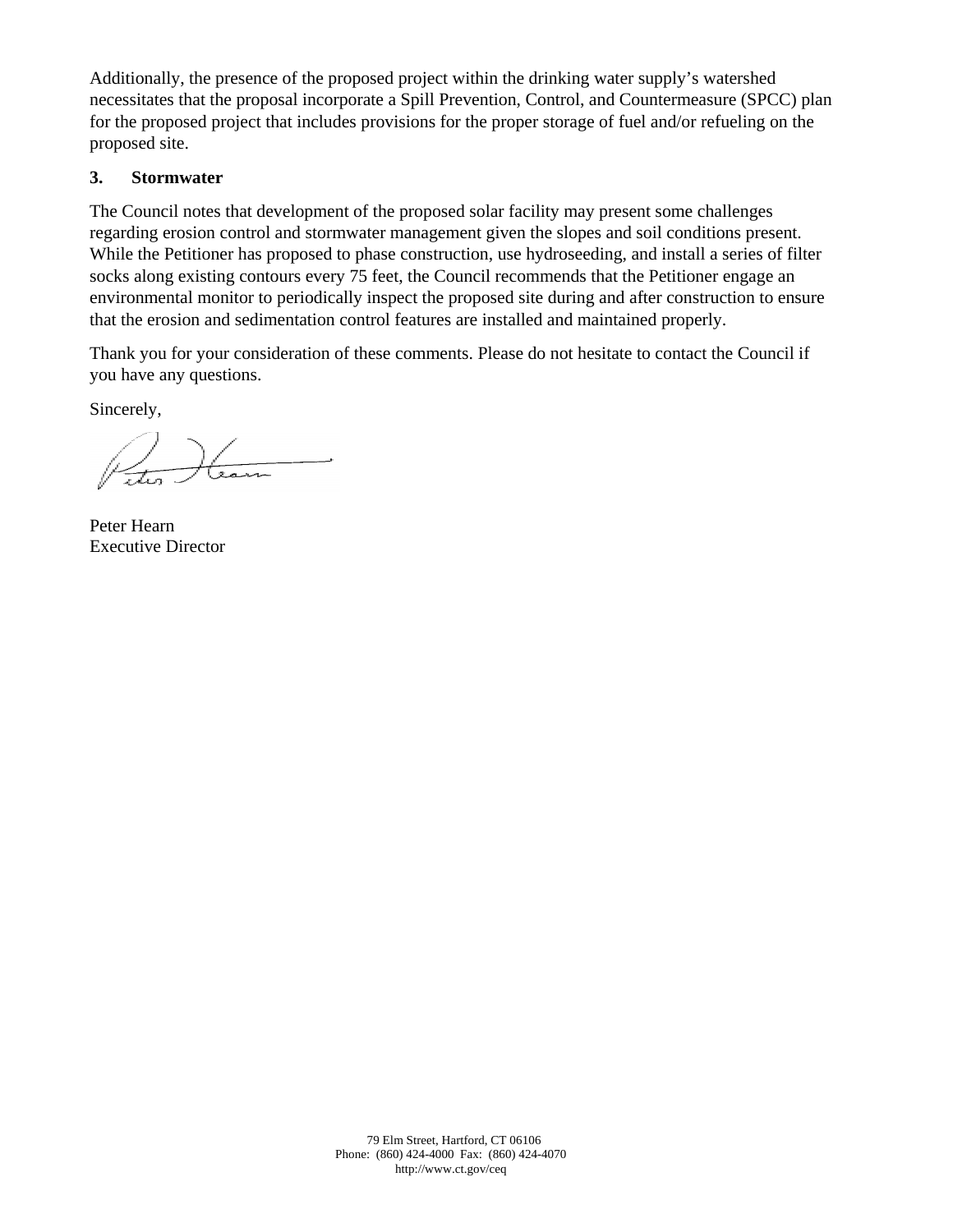Additionally, the presence of the proposed project within the drinking water supply's watershed necessitates that the proposal incorporate a Spill Prevention, Control, and Countermeasure (SPCC) plan for the proposed project that includes provisions for the proper storage of fuel and/or refueling on the proposed site.

**3. Stormwater**

The Council notes that development of the proposed solar facility may present some challenges regarding erosion control and stormwater management given the slopes and soil conditions present. While the Petitioner has proposed to phase construction, use hydroseeding, and install a series of filter socks along existing contours every 75 feet, the Council recommends that the Petitioner engage an environmental monitor to periodically inspect the proposed site during and after construction to ensure that the erosion and sedimentation control features are installed and maintained properly.

Thank you for your consideration of these comments. Please do not hesitate to contact the Council if you have any questions.

Sincerely,

Peter Hearn
Executive Director

79 Elm Street, Hartford, CT 06106
Phone: (860) 424-4000 Fax: (860) 424-4070
http://www.ct.gov/ceq